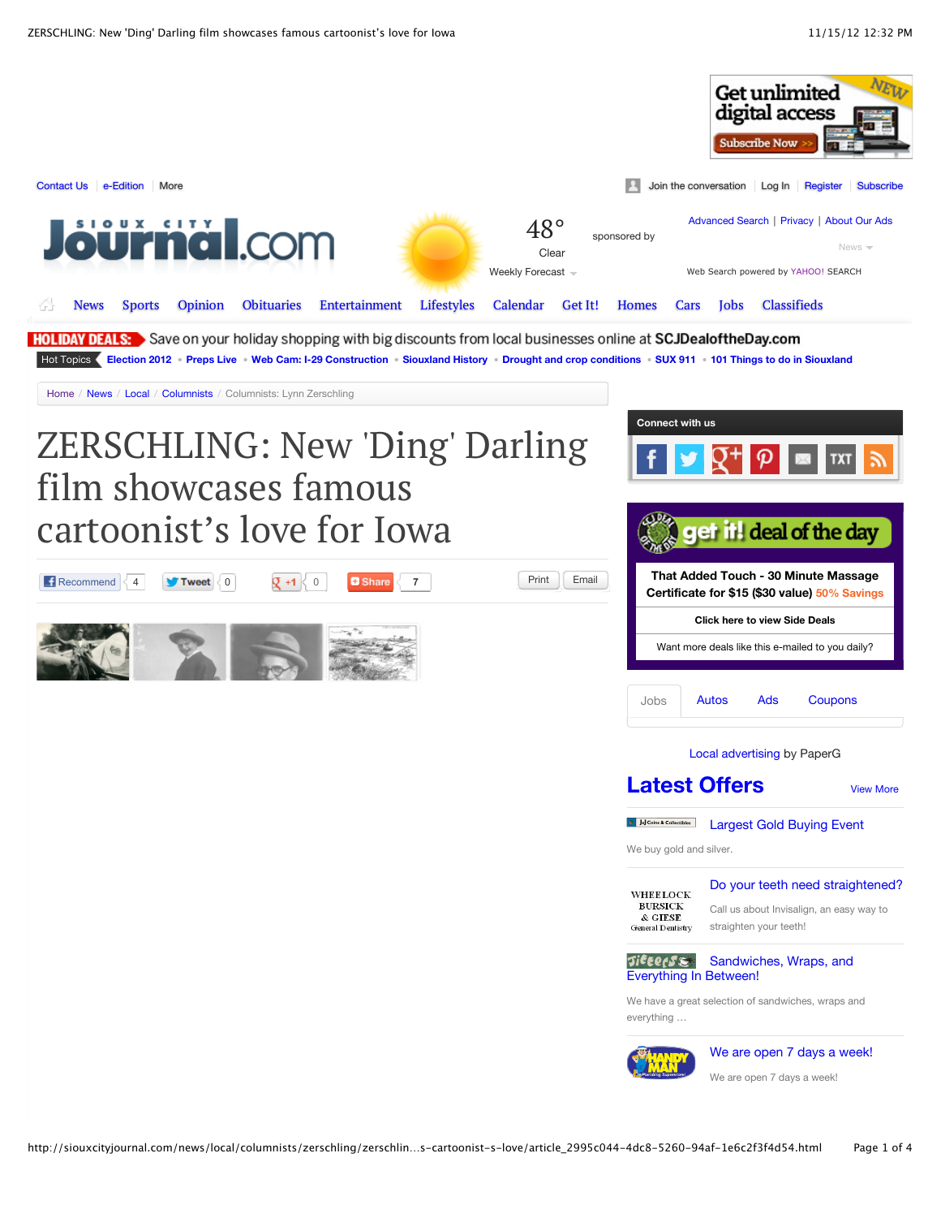Get unlimited digital access

Subscribe Now >>

Contact Us | e-Edition | More

Join the conversation | Log In | Register | Subscribe

Sioux City Journal.com

48°

Clear

Weekly Forecast

sponsored by

Advanced Search | Privacy | About Our Ads

News

Web Search powered by YAHOO! SEARCH

News | Sports | Opinion | Obituaries | Entertainment | Lifestyles | Calendar | Get It! | Homes | Cars | Jobs | Classifieds

HOLIDAY DEALS: Save on your holiday shopping with big discounts from local businesses online at SCJDealoftheDay.com

Hot Topics: Election 2012 • Preps Live • Web Cam: I-29 Construction • Siouxland History • Drought and crop conditions • SUX 911 • 101 Things to do in Siouxland

Home / News / Local / Columnists / Columnists: Lynn Zerschling

# ZERSCHLING: New 'Ding' Darling film showcases famous cartoonist's love for Iowa

Recommend 4 | Tweet 0 | +1 0 | Share 7 | Print | Email

Connect with us

get it! deal of the day

That Added Touch - 30 Minute Massage Certificate for $15 ($30 value) 50% Savings

Click here to view Side Deals

Want more deals like this e-mailed to you daily?

Jobs | Autos | Ads | Coupons

Local advertising by PaperG

## Latest Offers

View More

**Largest Gold Buying Event**

We buy gold and silver.

**Do your teeth need straightened?**

Call us about Invisalign, an easy way to straighten your teeth!

**Sandwiches, Wraps, and Everything In Between!**

We have a great selection of sandwiches, wraps and everything ...

**We are open 7 days a week!**

We are open 7 days a week!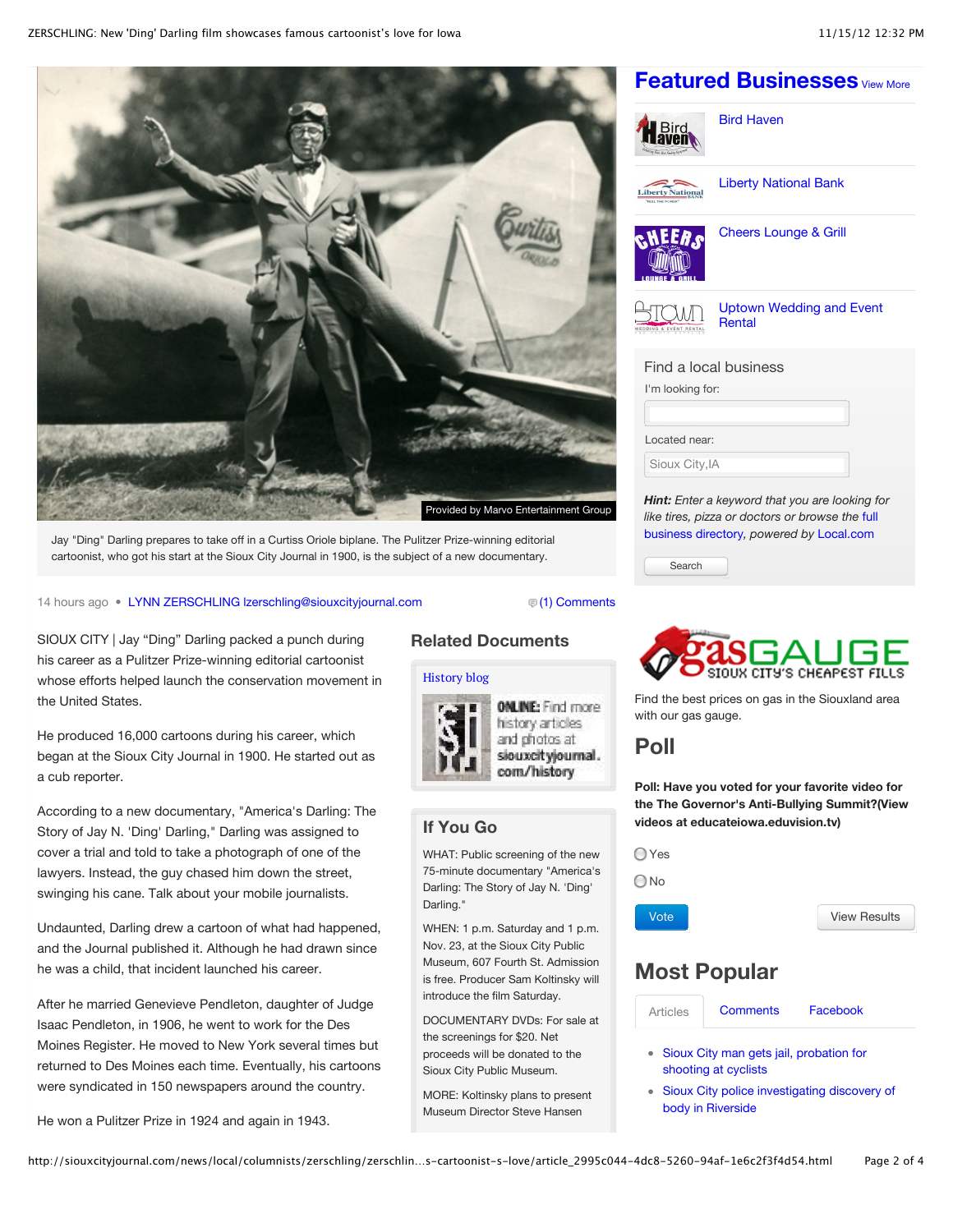Provided by Marvo Entertainment Group

Jay "Ding" Darling prepares to take off in a Curtiss Oriole biplane. The Pulitzer Prize-winning editorial cartoonist, who got his start at the Sioux City Journal in 1900, is the subject of a new documentary.

14 hours ago • LYNN ZERSCHLING lzerschling@siouxcityjournal.com (1) Comments

SIOUX CITY | Jay "Ding" Darling packed a punch during his career as a Pulitzer Prize-winning editorial cartoonist whose efforts helped launch the conservation movement in the United States.

He produced 16,000 cartoons during his career, which began at the Sioux City Journal in 1900. He started out as a cub reporter.

According to a new documentary, "America's Darling: The Story of Jay N. 'Ding' Darling," Darling was assigned to cover a trial and told to take a photograph of one of the lawyers. Instead, the guy chased him down the street, swinging his cane. Talk about your mobile journalists.

Undaunted, Darling drew a cartoon of what had happened, and the Journal published it. Although he had drawn since he was a child, that incident launched his career.

After he married Genevieve Pendleton, daughter of Judge Isaac Pendleton, in 1906, he went to work for the Des Moines Register. He moved to New York several times but returned to Des Moines each time. Eventually, his cartoons were syndicated in 150 newspapers around the country.

He won a Pulitzer Prize in 1924 and again in 1943.

## Related Documents

History blog

ONLINE: Find more history articles and photos at siouxcityjournal.com/history

## If You Go

WHAT: Public screening of the new 75-minute documentary "America's Darling: The Story of Jay N. 'Ding' Darling."

WHEN: 1 p.m. Saturday and 1 p.m. Nov. 23, at the Sioux City Public Museum, 607 Fourth St. Admission is free. Producer Sam Koltinsky will introduce the film Saturday.

DOCUMENTARY DVDs: For sale at the screenings for $20. Net proceeds will be donated to the Sioux City Public Museum.

MORE: Koltinsky plans to present Museum Director Steve Hansen

## Featured Businesses View More

- Bird Haven
- Liberty National Bank
- Cheers Lounge & Grill
- Uptown Wedding and Event Rental

Find a local business

I'm looking for:

Located near: Sioux City,IA

***Hint:*** *Enter a keyword that you are looking for like tires, pizza or doctors or browse the full business directory, powered by Local.com*

Search

gasGAUGE SIOUX CITY'S CHEAPEST FILLS

Find the best prices on gas in the Siouxland area with our gas gauge.

## Poll

**Poll: Have you voted for your favorite video for the The Governor's Anti-Bullying Summit?(View videos at educateiowa.eduvision.tv)**

- Yes
- No

Vote | View Results

## Most Popular

Articles | Comments | Facebook

- Sioux City man gets jail, probation for shooting at cyclists
- Sioux City police investigating discovery of body in Riverside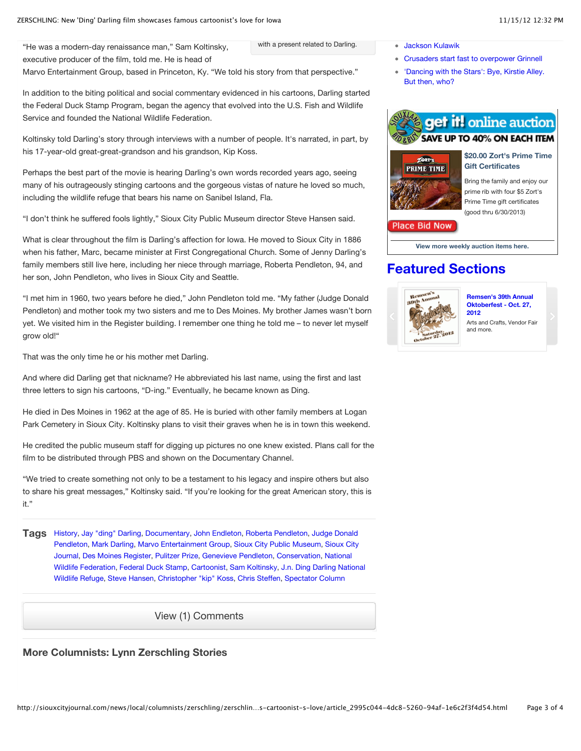with a present related to Darling.

"He was a modern-day renaissance man," Sam Koltinsky, executive producer of the film, told me. He is head of Marvo Entertainment Group, based in Princeton, Ky. "We told his story from that perspective."

In addition to the biting political and social commentary evidenced in his cartoons, Darling started the Federal Duck Stamp Program, began the agency that evolved into the U.S. Fish and Wildlife Service and founded the National Wildlife Federation.

Koltinsky told Darling's story through interviews with a number of people. It's narrated, in part, by his 17-year-old great-great-grandson and his grandson, Kip Koss.

Perhaps the best part of the movie is hearing Darling's own words recorded years ago, seeing many of his outrageously stinging cartoons and the gorgeous vistas of nature he loved so much, including the wildlife refuge that bears his name on Sanibel Island, Fla.

"I don't think he suffered fools lightly," Sioux City Public Museum director Steve Hansen said.

What is clear throughout the film is Darling's affection for Iowa. He moved to Sioux City in 1886 when his father, Marc, became minister at First Congregational Church. Some of Jenny Darling's family members still live here, including her niece through marriage, Roberta Pendleton, 94, and her son, John Pendleton, who lives in Sioux City and Seattle.

"I met him in 1960, two years before he died," John Pendleton told me. "My father (Judge Donald Pendleton) and mother took my two sisters and me to Des Moines. My brother James wasn't born yet. We visited him in the Register building. I remember one thing he told me – to never let myself grow old!"

That was the only time he or his mother met Darling.

And where did Darling get that nickname? He abbreviated his last name, using the first and last three letters to sign his cartoons, "D-ing." Eventually, he became known as Ding.

He died in Des Moines in 1962 at the age of 85. He is buried with other family members at Logan Park Cemetery in Sioux City. Koltinsky plans to visit their graves when he is in town this weekend.

He credited the public museum staff for digging up pictures no one knew existed. Plans call for the film to be distributed through PBS and shown on the Documentary Channel.

"We tried to create something not only to be a testament to his legacy and inspire others but also to share his great messages," Koltinsky said. "If you're looking for the great American story, this is it."

**Tags** History, Jay "ding" Darling, Documentary, John Endleton, Roberta Pendleton, Judge Donald Pendleton, Mark Darling, Marvo Entertainment Group, Sioux City Public Museum, Sioux City Journal, Des Moines Register, Pulitzer Prize, Genevieve Pendleton, Conservation, National Wildlife Federation, Federal Duck Stamp, Cartoonist, Sam Koltinsky, J.n. Ding Darling National Wildlife Refuge, Steve Hansen, Christopher "kip" Koss, Chris Steffen, Spectator Column

View (1) Comments

## More Columnists: Lynn Zerschling Stories

- Jackson Kulawik
- Crusaders start fast to overpower Grinnell
- 'Dancing with the Stars': Bye, Kirstie Alley. But then, who?

get it! online auction — SAVE UP TO 40% ON EACH ITEM

**$20.00 Zort's Prime Time Gift Certificates**

Bring the family and enjoy our prime rib with four $5 Zort's Prime Time gift certificates (good thru 6/30/2013)

Place Bid Now

View more weekly auction items here.

## Featured Sections

**Remsen's 39th Annual Oktoberfest - Oct. 27, 2012**

Arts and Crafts, Vendor Fair and more.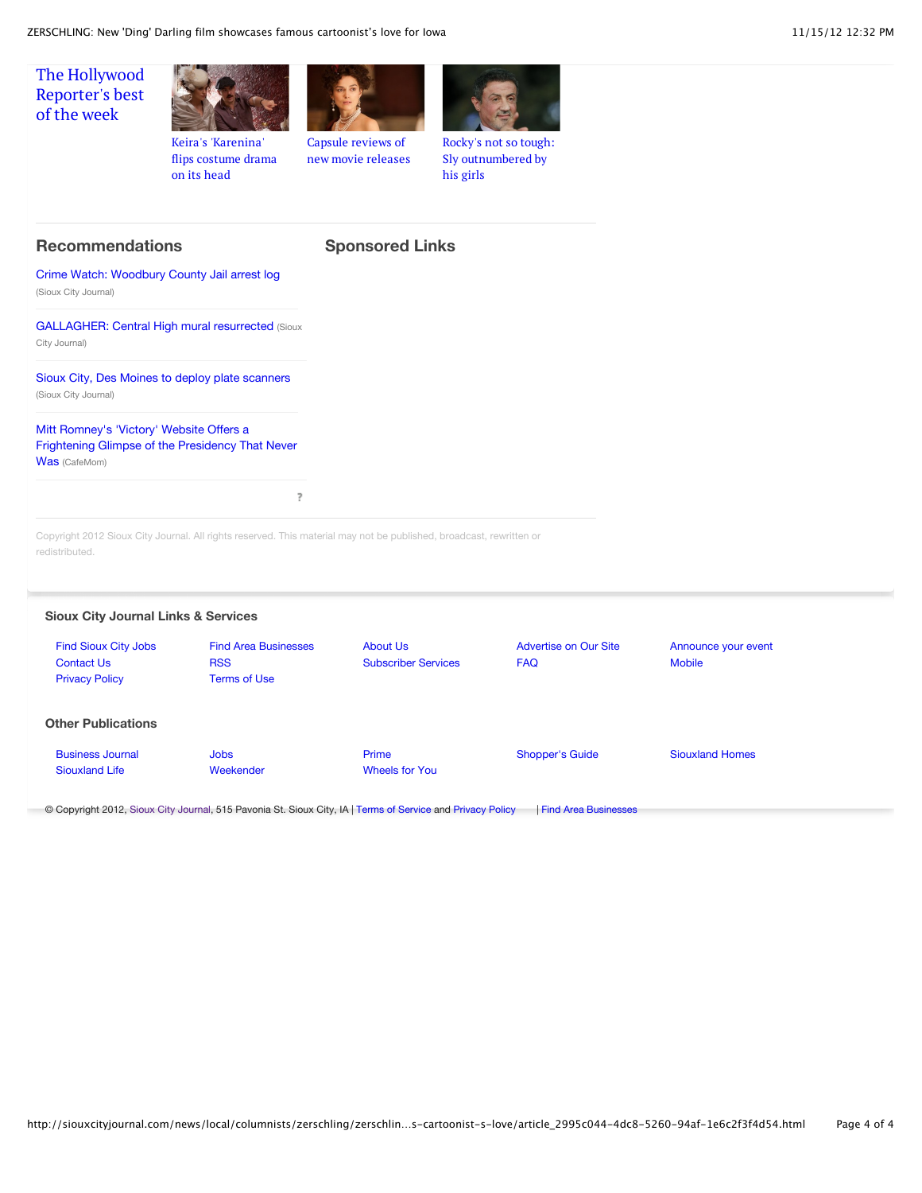The Hollywood Reporter's best of the week

Keira's 'Karenina' flips costume drama on its head

Capsule reviews of new movie releases

Rocky's not so tough: Sly outnumbered by his girls

## Recommendations

Crime Watch: Woodbury County Jail arrest log (Sioux City Journal)

GALLAGHER: Central High mural resurrected (Sioux City Journal)

Sioux City, Des Moines to deploy plate scanners (Sioux City Journal)

Mitt Romney's 'Victory' Website Offers a Frightening Glimpse of the Presidency That Never Was (CafeMom)

?

## Sponsored Links

Copyright 2012 Sioux City Journal. All rights reserved. This material may not be published, broadcast, rewritten or redistributed.

### Sioux City Journal Links & Services

- Find Sioux City Jobs
- Contact Us
- Privacy Policy
- Find Area Businesses
- RSS
- Terms of Use
- About Us
- Subscriber Services
- Advertise on Our Site
- FAQ
- Announce your event
- Mobile

### Other Publications

- Business Journal
- Siouxland Life
- Jobs
- Weekender
- Prime
- Wheels for You
- Shopper's Guide
- Siouxland Homes

© Copyright 2012, Sioux City Journal, 515 Pavonia St. Sioux City, IA | Terms of Service and Privacy Policy | Find Area Businesses